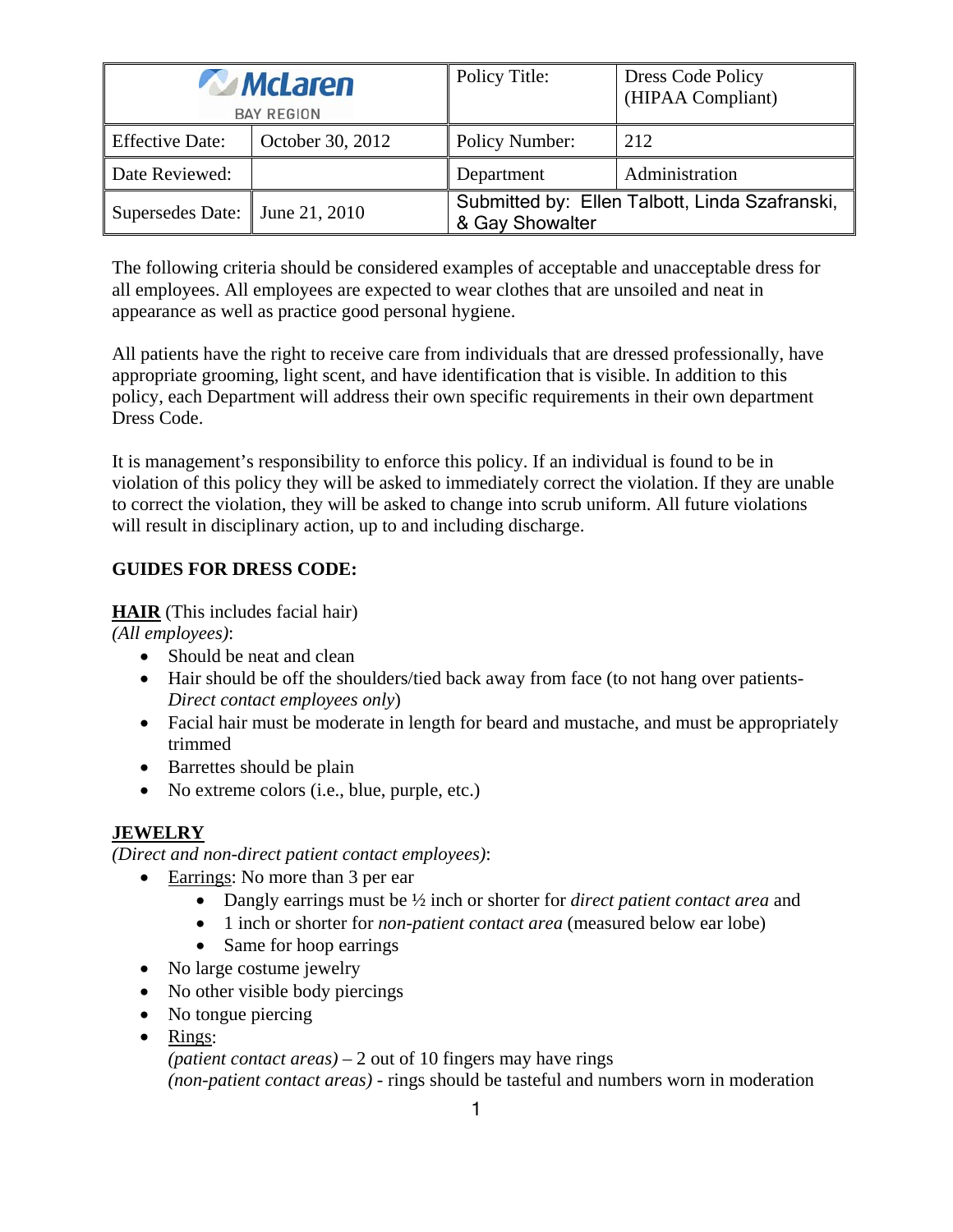| McLaren BAY REGION | | Policy Title: | Dress Code Policy (HIPAA Compliant) |
|---|---|---|---|
| Effective Date: | October 30, 2012 | Policy Number: | 212 |
| Date Reviewed: | | Department | Administration |
| Supersedes Date: | June 21, 2010 | Submitted by: Ellen Talbott, Linda Szafranski, & Gay Showalter | |

The following criteria should be considered examples of acceptable and unacceptable dress for all employees. All employees are expected to wear clothes that are unsoiled and neat in appearance as well as practice good personal hygiene.

All patients have the right to receive care from individuals that are dressed professionally, have appropriate grooming, light scent, and have identification that is visible. In addition to this policy, each Department will address their own specific requirements in their own department Dress Code.

It is management's responsibility to enforce this policy. If an individual is found to be in violation of this policy they will be asked to immediately correct the violation. If they are unable to correct the violation, they will be asked to change into scrub uniform. All future violations will result in disciplinary action, up to and including discharge.

**GUIDES FOR DRESS CODE:**

**HAIR** (This includes facial hair)
*(All employees)*:

- Should be neat and clean
- Hair should be off the shoulders/tied back away from face (to not hang over patients- *Direct contact employees only*)
- Facial hair must be moderate in length for beard and mustache, and must be appropriately trimmed
- Barrettes should be plain
- No extreme colors (i.e., blue, purple, etc.)

**JEWELRY**
*(Direct and non-direct patient contact employees)*:

- Earrings: No more than 3 per ear
  - Dangly earrings must be ½ inch or shorter for *direct patient contact area* and
  - 1 inch or shorter for *non-patient contact area* (measured below ear lobe)
  - Same for hoop earrings
- No large costume jewelry
- No other visible body piercings
- No tongue piercing
- Rings:
  *(patient contact areas)* – 2 out of 10 fingers may have rings
  *(non-patient contact areas)* - rings should be tasteful and numbers worn in moderation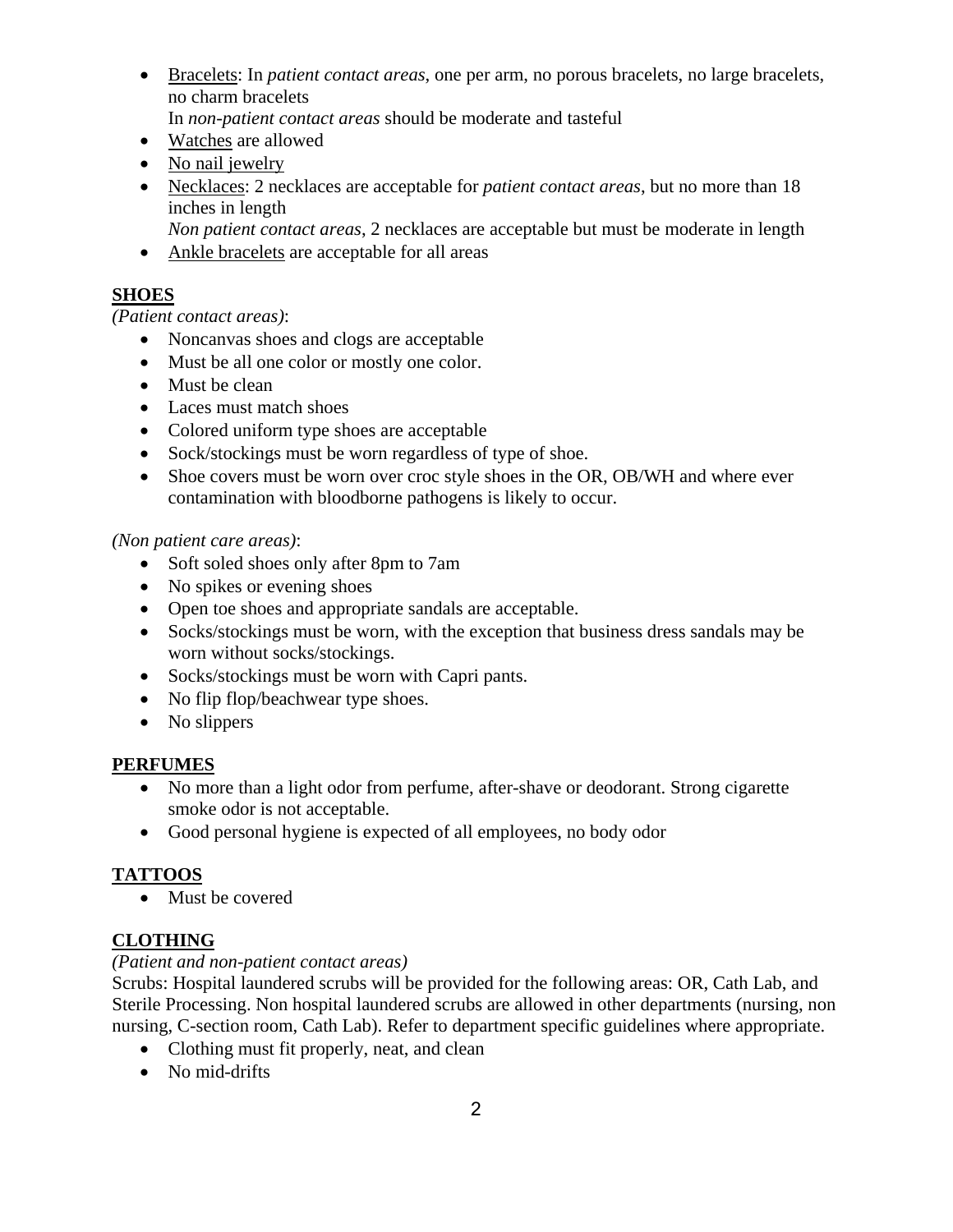- Bracelets: In *patient contact areas*, one per arm, no porous bracelets, no large bracelets, no charm bracelets
  In *non-patient contact areas* should be moderate and tasteful
- Watches are allowed
- No nail jewelry
- Necklaces: 2 necklaces are acceptable for *patient contact areas*, but no more than 18 inches in length
  *Non patient contact areas*, 2 necklaces are acceptable but must be moderate in length
- Ankle bracelets are acceptable for all areas

## SHOES

*(Patient contact areas)*:

- Noncanvas shoes and clogs are acceptable
- Must be all one color or mostly one color.
- Must be clean
- Laces must match shoes
- Colored uniform type shoes are acceptable
- Sock/stockings must be worn regardless of type of shoe.
- Shoe covers must be worn over croc style shoes in the OR, OB/WH and where ever contamination with bloodborne pathogens is likely to occur.

*(Non patient care areas)*:

- Soft soled shoes only after 8pm to 7am
- No spikes or evening shoes
- Open toe shoes and appropriate sandals are acceptable.
- Socks/stockings must be worn, with the exception that business dress sandals may be worn without socks/stockings.
- Socks/stockings must be worn with Capri pants.
- No flip flop/beachwear type shoes.
- No slippers

## PERFUMES

- No more than a light odor from perfume, after-shave or deodorant. Strong cigarette smoke odor is not acceptable.
- Good personal hygiene is expected of all employees, no body odor

## TATTOOS

- Must be covered

## CLOTHING

*(Patient and non-patient contact areas)*

Scrubs: Hospital laundered scrubs will be provided for the following areas: OR, Cath Lab, and Sterile Processing. Non hospital laundered scrubs are allowed in other departments (nursing, non nursing, C-section room, Cath Lab). Refer to department specific guidelines where appropriate.

- Clothing must fit properly, neat, and clean
- No mid-drifts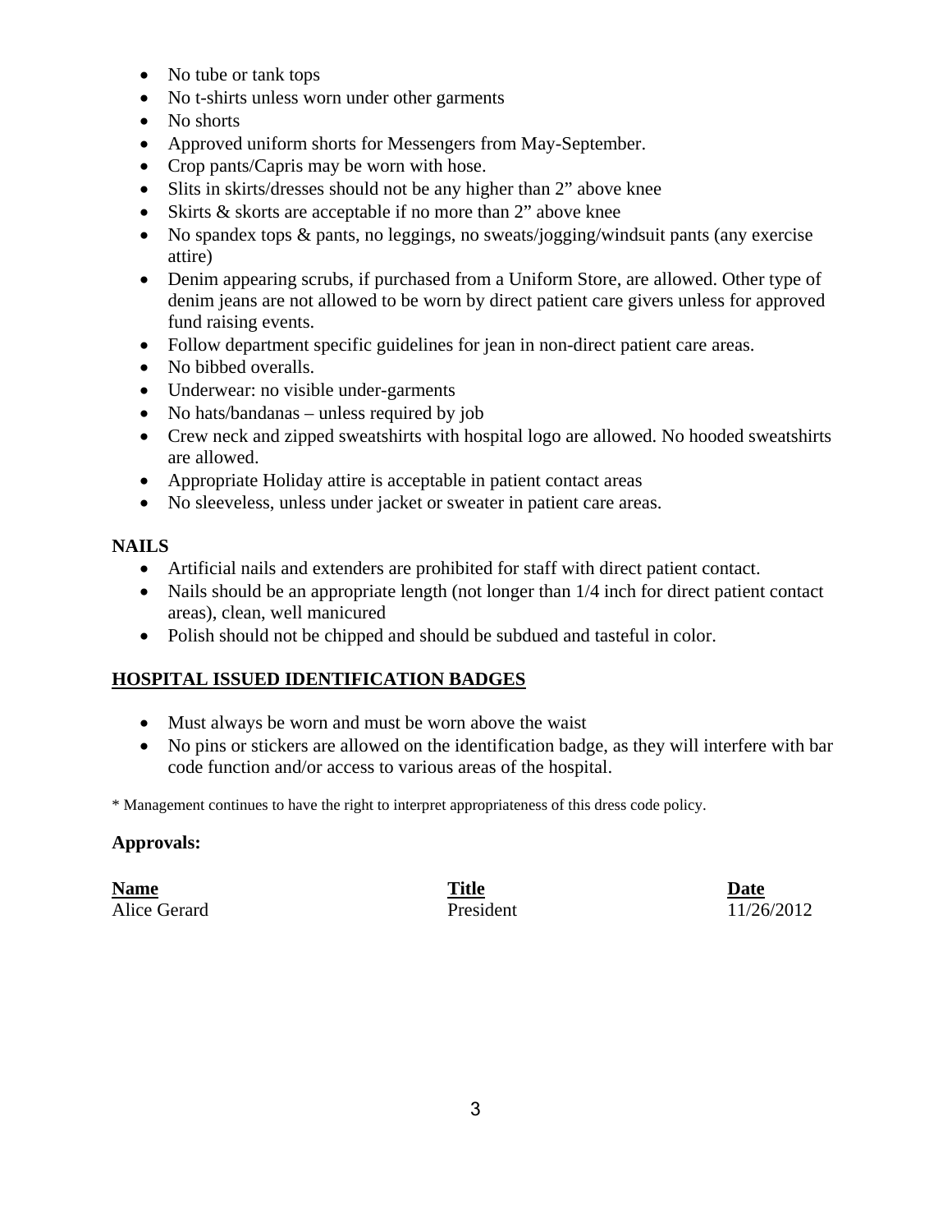- No tube or tank tops
- No t-shirts unless worn under other garments
- No shorts
- Approved uniform shorts for Messengers from May-September.
- Crop pants/Capris may be worn with hose.
- Slits in skirts/dresses should not be any higher than 2" above knee
- Skirts & skorts are acceptable if no more than 2" above knee
- No spandex tops & pants, no leggings, no sweats/jogging/windsuit pants (any exercise attire)
- Denim appearing scrubs, if purchased from a Uniform Store, are allowed. Other type of denim jeans are not allowed to be worn by direct patient care givers unless for approved fund raising events.
- Follow department specific guidelines for jean in non-direct patient care areas.
- No bibbed overalls.
- Underwear: no visible under-garments
- No hats/bandanas – unless required by job
- Crew neck and zipped sweatshirts with hospital logo are allowed. No hooded sweatshirts are allowed.
- Appropriate Holiday attire is acceptable in patient contact areas
- No sleeveless, unless under jacket or sweater in patient care areas.

**NAILS**

- Artificial nails and extenders are prohibited for staff with direct patient contact.
- Nails should be an appropriate length (not longer than 1/4 inch for direct patient contact areas), clean, well manicured
- Polish should not be chipped and should be subdued and tasteful in color.

**HOSPITAL ISSUED IDENTIFICATION BADGES**

- Must always be worn and must be worn above the waist
- No pins or stickers are allowed on the identification badge, as they will interfere with bar code function and/or access to various areas of the hospital.

* Management continues to have the right to interpret appropriateness of this dress code policy.

**Approvals:**

| **Name** | **Title** | **Date** |
|---|---|---|
| Alice Gerard | President | 11/26/2012 |